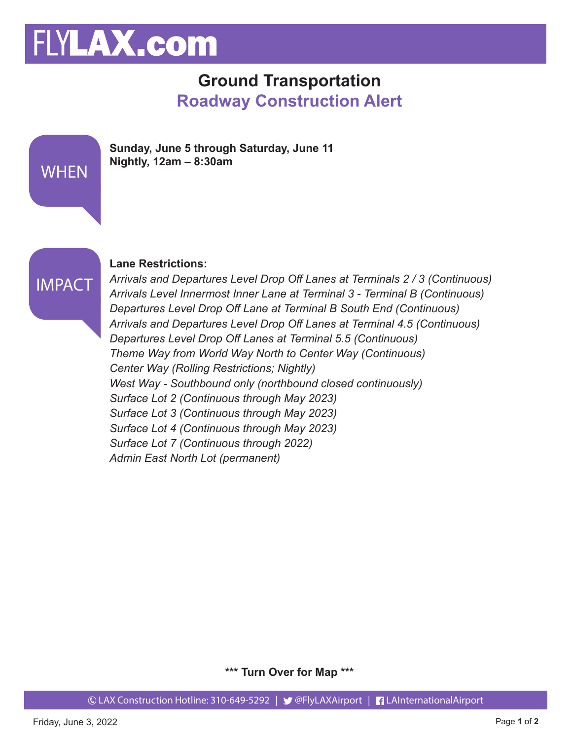# FLYLAX.com

## Ground Transportation

## Roadway Construction Alert

**WHEN**

**Sunday, June 5 through Saturday, June 11**
**Nightly, 12am – 8:30am**

**IMPACT**

**Lane Restrictions:**

*Arrivals and Departures Level Drop Off Lanes at Terminals 2 / 3 (Continuous)*
*Arrivals Level Innermost Inner Lane at Terminal 3 - Terminal B (Continuous)*
*Departures Level Drop Off Lane at Terminal B South End (Continuous)*
*Arrivals and Departures Level Drop Off Lanes at Terminal 4.5 (Continuous)*
*Departures Level Drop Off Lanes at Terminal 5.5 (Continuous)*
*Theme Way from World Way North to Center Way (Continuous)*
*Center Way (Rolling Restrictions; Nightly)*
*West Way - Southbound only (northbound closed continuously)*
*Surface Lot 2 (Continuous through May 2023)*
*Surface Lot 3 (Continuous through May 2023)*
*Surface Lot 4 (Continuous through May 2023)*
*Surface Lot 7 (Continuous through 2022)*
*Admin East North Lot (permanent)*

**\*\*\* Turn Over for Map \*\*\***

LAX Construction Hotline: 310-649-5292 | @FlyLAXAirport | LAInternationalAirport

Friday, June 3, 2022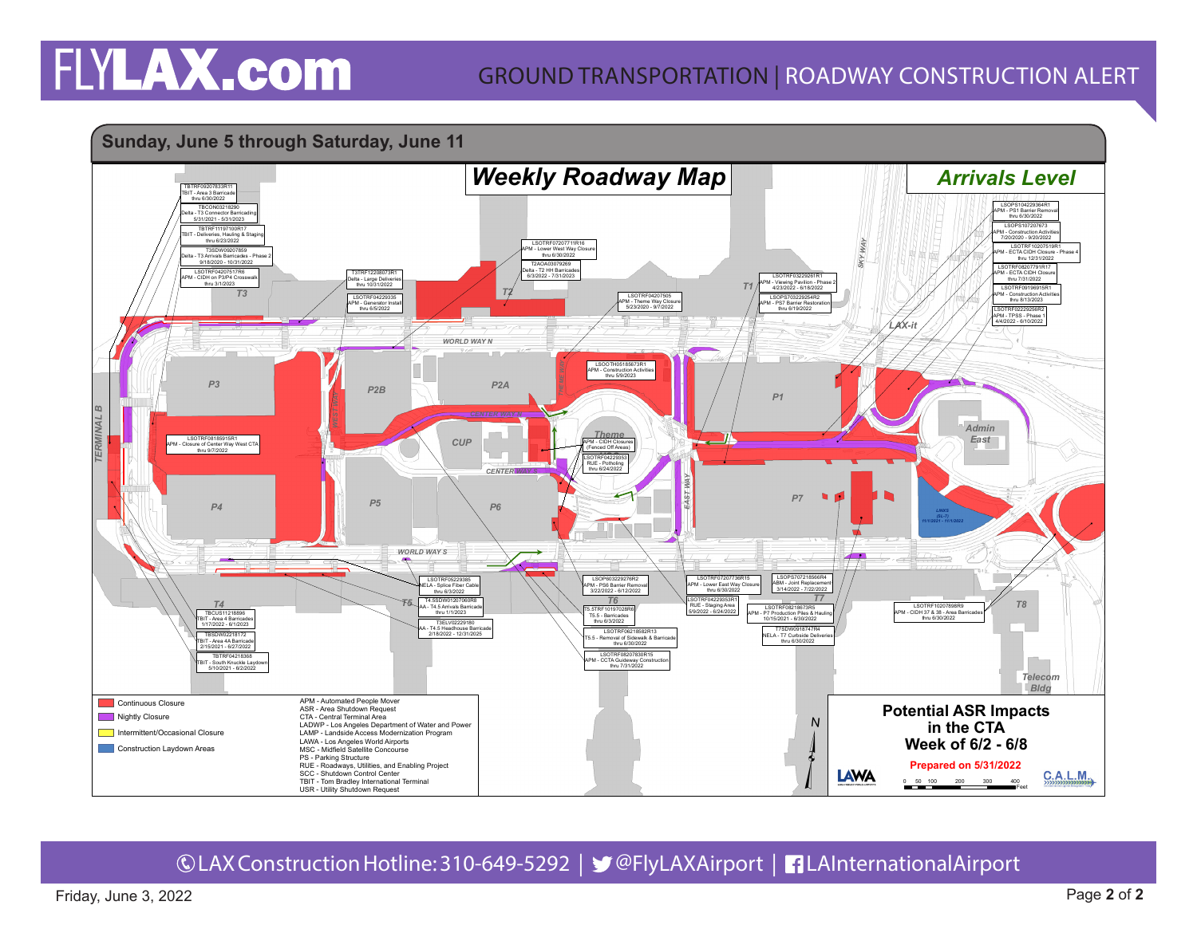# FLYLAX.com

GROUND TRANSPORTATION | ROADWAY CONSTRUCTION ALERT

## Sunday, June 5 through Saturday, June 11

## Weekly Roadway Map

## Arrivals Level

TBTRF09207833R11
TBIT - Area 3 Barricade
thru 6/30/2022

TBCON03218290
Delta - T3 Connector Barricading
5/31/2021 - 5/31/2023

TBTRF11197100R17
TBIT - Deliveries, Hauling & Staging
thru 6/23/2022

T3SDW09207859
Delta - T3 Arrivals Barricades - Phase 2
9/18/2020 - 10/31/2022

LSOTRF04207517R6
APM - CIDH on P3/P4 Crosswalk
thru 3/1/2023

T3TRF1220B073R1
Delta - Large Deliveries
thru 10/31/2022

LSOTRF04229035
APM - Generator Install
thru 6/5/2022

LSOTRF07207711R16
APM - Lower West Way Closure
thru 6/30/2022

T2AOA03079269
Delta - T2 HH Barricades
6/3/2022 - 7/31/2023

LSOTRF04207505
APM - Theme Way Closure
5/23/2020 - 9/7/2022

LSOTRF03229261R1
APM - Viewing Pavilion - Phase 2
4/23/2022 - 6/18/2022

LSOPS70229254R2
APM - PS7 Barrier Restoration
thru 6/19/2022

LSOPS104229364R1
APM - PS1 Barrier Removal
thru 6/30/2022

LSOPS107207673
APM - Construction Activities
7/20/2020 - 9/20/2022

LSOTRF10207519R1
APM - ECTA CIDH Closure - Phase 4
thru 12/31/2022

LSOTRF08207791R17
APM - ECTA CIDH Closure
thru 7/31/2022

LSOTRF09196915R1
APM - Construction Activities
thru 8/13/2023

LSOTRF02229259R2
APM - TPSS - Phase 1
4/4/2022 - 6/10/2022

LSOOTH05185673R1
APM - Construction Activities
thru 5/9/2023

LSOTRF08185915R1
APM - Closure of Center Way West CTA
thru 9/7/2022

APM - CIDH Closures
(Fenced Off Areas)

LSOTRF04229053
RUE - Potholing
thru 6/24/2022

LSOTRF05229385
NELA - Splice Fiber Cable
thru 6/3/2022

T4.5SDW01207060R8
AA - T4.5 Arrivals Barricade
thru 1/1/2023

T3ELV02229180
AA - T4.5 Headhouse Barricade
2/18/2022 - 12/31/2025

TBCUS11218896
TBIT - Area 4 Barricades
1/17/2022 - 6/1/2023

TBSDW02218172
TBIT - Area 4A Barricade
2/15/2021 - 6/27/2022

TBTRF04218368
TBIT - South Knuckle Laydown
5/10/2021 - 6/2/2022

LSOP603229276R2
APM - PS6 Barrier Removal
3/22/2022 - 6/12/2022

T5.5TRF10197026R8
T5.5 - Barricades
thru 6/3/2022

LSOTRF06218582R13
T5.5 - Removal of Sidewalk & Barricade
thru 6/30/2022

LSOTRF08207830R15
APM - CCTA Guideway Construction
thru 7/31/2022

LSOTRF07207736R15
APM - Lower East Way Closure
thru 6/30/2022

LSOTRF04229053R1
RUE - Staging Area
5/9/2022 - 6/24/2022

LSOPS707218566R4
ABM - Joint Replacement
3/14/2022 - 7/22/2022

LSOTRF02218673R5
APM - P7 Production Piles & Hauling
10/15/2021 - 6/30/2022

T7SDW0918747R4
NELA - T7 Curbside Deliveries
thru 6/30/2022

LSOTRF10207898R9
APM - CIDH 37 & 38 - Area Barricades
thru 6/30/2022

LINKS (SL-7) 11/1/2021 - 11/1/2022

T1, T2, T3, T4, T5, T6, T7, T8, TERMINAL B, P1, P2A, P2B, P3, P4, P5, P6, P7, CUP, Theme, Admin East, Telecom Bldg, LAX-it, SKY WAY, WORLD WAY N, WORLD WAY S, CENTER WAY, EAST WAY

- Continuous Closure
- Nightly Closure
- Intermittent/Occasional Closure
- Construction Laydown Areas

APM - Automated People Mover
ASR - Area Shutdown Request
CTA - Central Terminal Area
LADWP - Los Angeles Department of Water and Power
LAMP - Landside Access Modernization Program
LAWA - Los Angeles World Airports
MSC - Midfield Satellite Concourse
PS - Parking Structure
RUE - Roadways, Utilities, and Enabling Project
SCC - Shutdown Control Center
TBIT - Tom Bradley International Terminal
USR - Utility Shutdown Request

**Potential ASR Impacts in the CTA Week of 6/2 - 6/8**

Prepared on 5/31/2022

0 50 100 200 300 400 Feet

LAX Construction Hotline: 310-649-5292 | @FlyLAXAirport | LAInternationalAirport

Friday, June 3, 2022